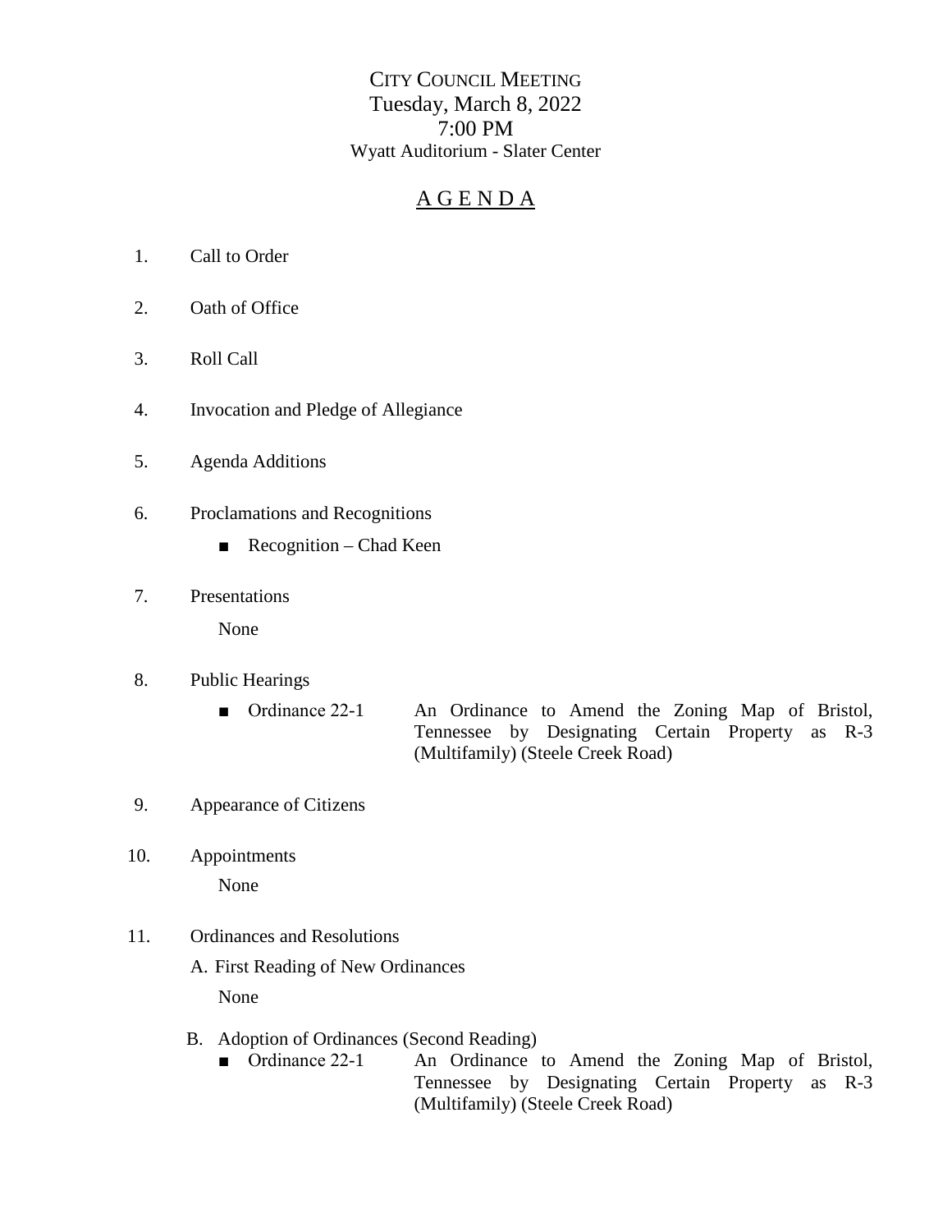# CITY COUNCIL MEETING
## Tuesday, March 8, 2022
## 7:00 PM
### Wyatt Auditorium - Slater Center

## A G E N D A

1. Call to Order

2. Oath of Office

3. Roll Call

4. Invocation and Pledge of Allegiance

5. Agenda Additions

6. Proclamations and Recognitions

   - Recognition – Chad Keen

7. Presentations

   None

8. Public Hearings

   - Ordinance 22-1 — An Ordinance to Amend the Zoning Map of Bristol, Tennessee by Designating Certain Property as R-3 (Multifamily) (Steele Creek Road)

9. Appearance of Citizens

10. Appointments

    None

11. Ordinances and Resolutions

    A. First Reading of New Ordinances

       None

    B. Adoption of Ordinances (Second Reading)

       - Ordinance 22-1 — An Ordinance to Amend the Zoning Map of Bristol, Tennessee by Designating Certain Property as R-3 (Multifamily) (Steele Creek Road)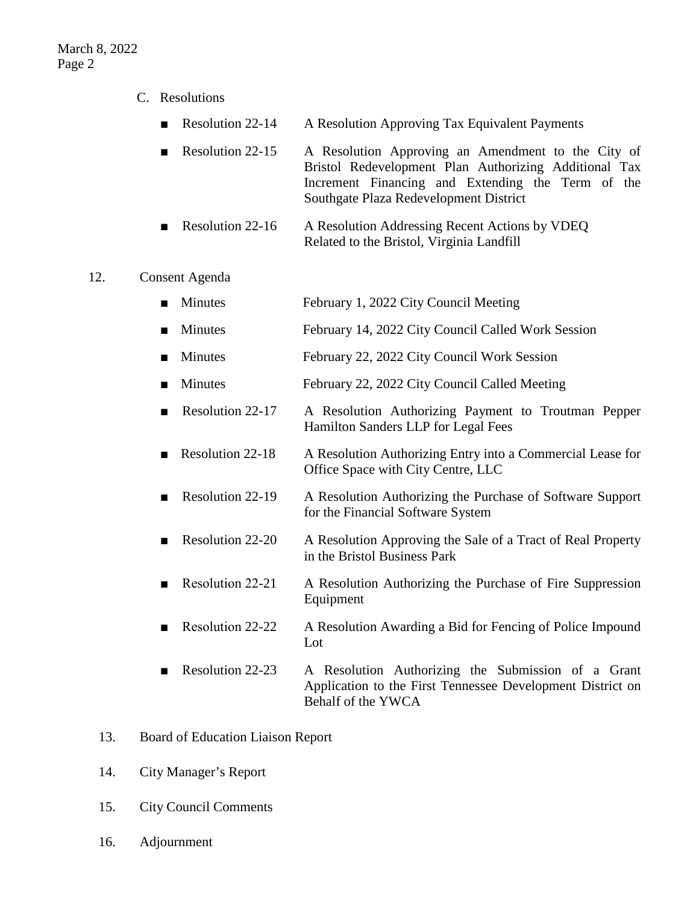C. Resolutions

- Resolution 22-14 — A Resolution Approving Tax Equivalent Payments
- Resolution 22-15 — A Resolution Approving an Amendment to the City of Bristol Redevelopment Plan Authorizing Additional Tax Increment Financing and Extending the Term of the Southgate Plaza Redevelopment District
- Resolution 22-16 — A Resolution Addressing Recent Actions by VDEQ Related to the Bristol, Virginia Landfill

12. Consent Agenda

- Minutes — February 1, 2022 City Council Meeting
- Minutes — February 14, 2022 City Council Called Work Session
- Minutes — February 22, 2022 City Council Work Session
- Minutes — February 22, 2022 City Council Called Meeting
- Resolution 22-17 — A Resolution Authorizing Payment to Troutman Pepper Hamilton Sanders LLP for Legal Fees
- Resolution 22-18 — A Resolution Authorizing Entry into a Commercial Lease for Office Space with City Centre, LLC
- Resolution 22-19 — A Resolution Authorizing the Purchase of Software Support for the Financial Software System
- Resolution 22-20 — A Resolution Approving the Sale of a Tract of Real Property in the Bristol Business Park
- Resolution 22-21 — A Resolution Authorizing the Purchase of Fire Suppression Equipment
- Resolution 22-22 — A Resolution Awarding a Bid for Fencing of Police Impound Lot
- Resolution 22-23 — A Resolution Authorizing the Submission of a Grant Application to the First Tennessee Development District on Behalf of the YWCA

13. Board of Education Liaison Report

14. City Manager's Report

15. City Council Comments

16. Adjournment